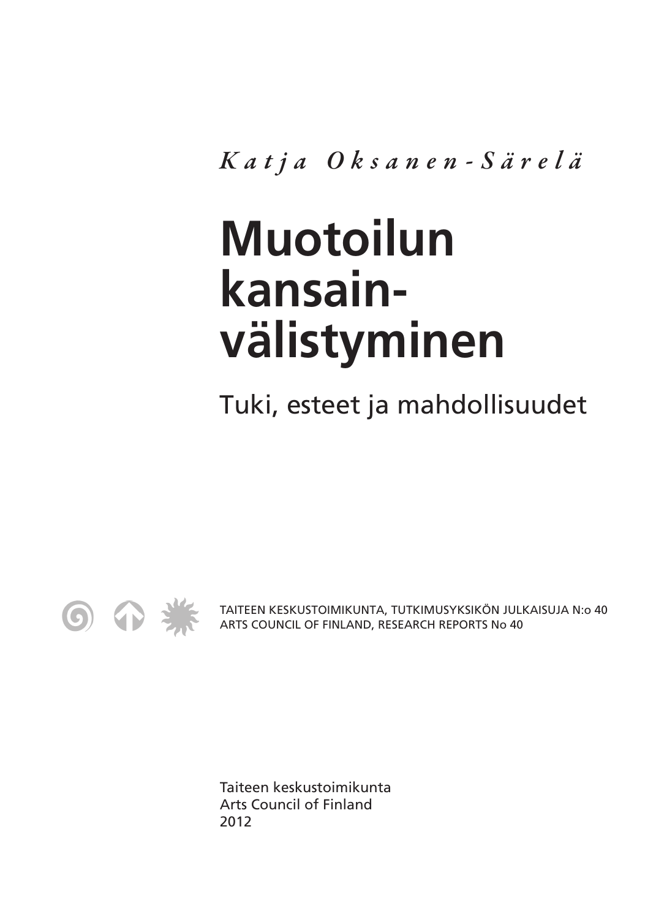*Katja Oksanen-Särelä*

# Muotoilun kansainvälistyminen

## Tuki, esteet ja mahdollisuudet

TAITEEN KESKUSTOIMIKUNTA, TUTKIMUSYKSIKÖN JULKAISUJA N:o 40
ARTS COUNCIL OF FINLAND, RESEARCH REPORTS No 40

Taiteen keskustoimikunta
Arts Council of Finland
2012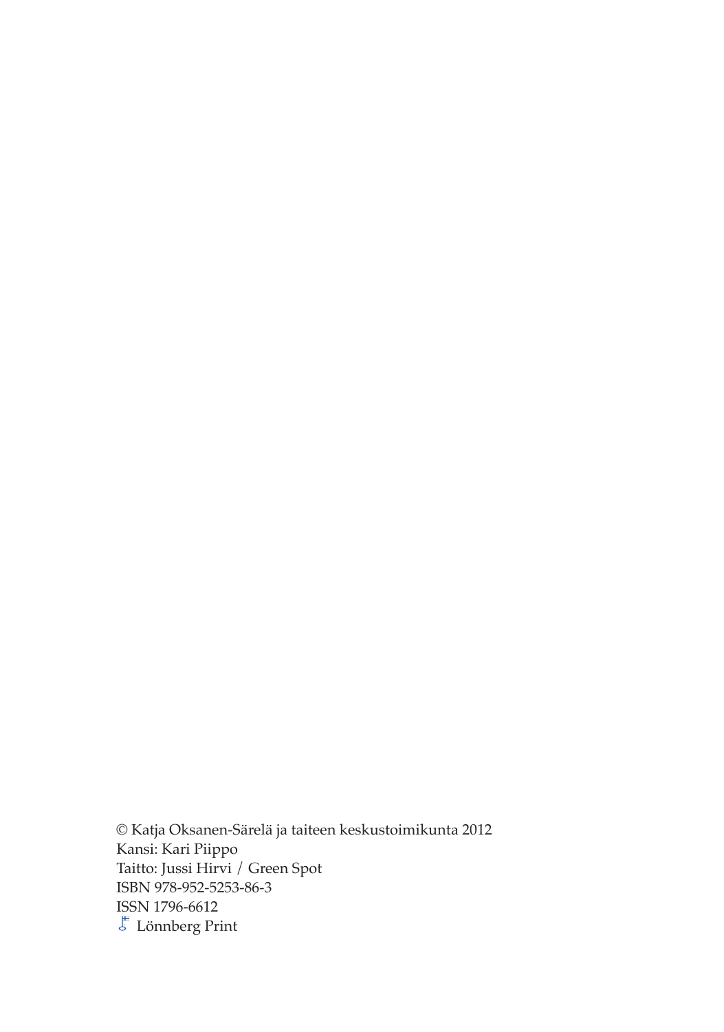© Katja Oksanen-Särelä ja taiteen keskustoimikunta 2012
Kansi: Kari Piippo
Taitto: Jussi Hirvi / Green Spot
ISBN 978-952-5253-86-3
ISSN 1796-6612
Lönnberg Print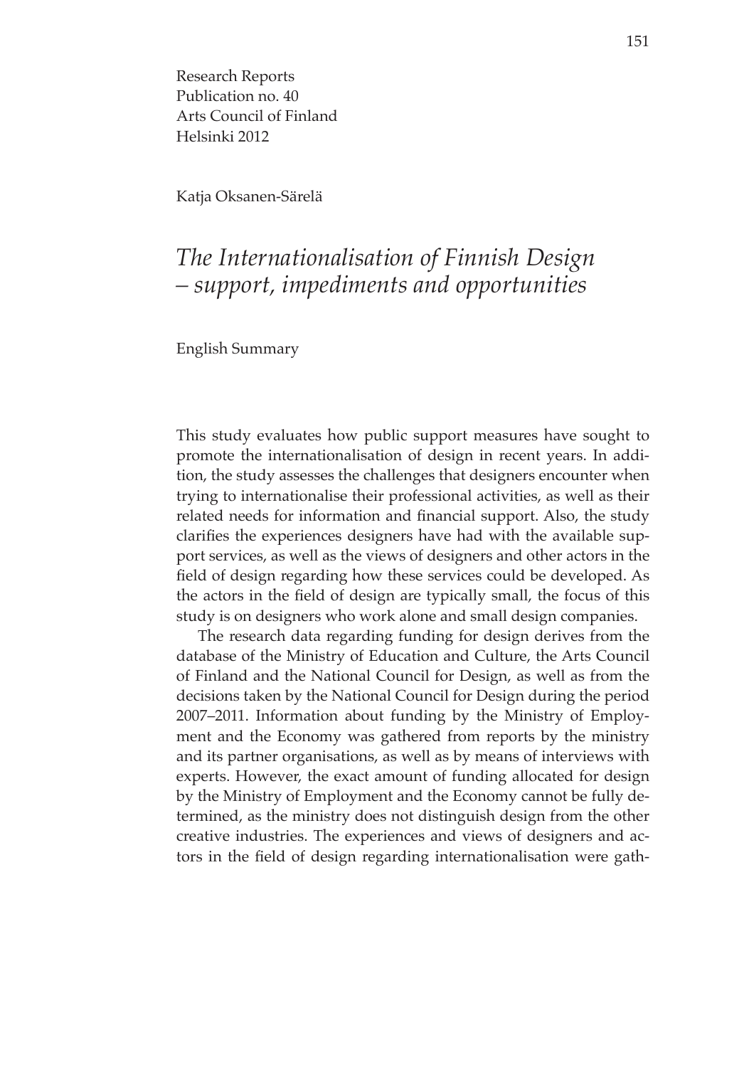Research Reports
Publication no. 40
Arts Council of Finland
Helsinki 2012

Katja Oksanen-Särelä

# *The Internationalisation of Finnish Design – support, impediments and opportunities*

English Summary

This study evaluates how public support measures have sought to promote the internationalisation of design in recent years. In addition, the study assesses the challenges that designers encounter when trying to internationalise their professional activities, as well as their related needs for information and financial support. Also, the study clarifies the experiences designers have had with the available support services, as well as the views of designers and other actors in the field of design regarding how these services could be developed. As the actors in the field of design are typically small, the focus of this study is on designers who work alone and small design companies.

The research data regarding funding for design derives from the database of the Ministry of Education and Culture, the Arts Council of Finland and the National Council for Design, as well as from the decisions taken by the National Council for Design during the period 2007–2011. Information about funding by the Ministry of Employment and the Economy was gathered from reports by the ministry and its partner organisations, as well as by means of interviews with experts. However, the exact amount of funding allocated for design by the Ministry of Employment and the Economy cannot be fully determined, as the ministry does not distinguish design from the other creative industries. The experiences and views of designers and actors in the field of design regarding internationalisation were gath-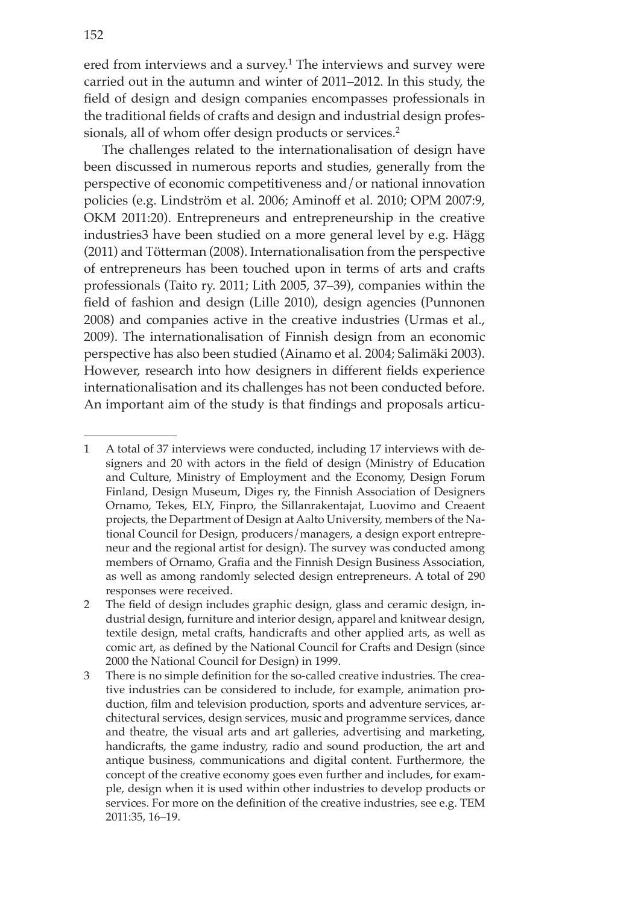ered from interviews and a survey.[1] The interviews and survey were carried out in the autumn and winter of 2011–2012. In this study, the field of design and design companies encompasses professionals in the traditional fields of crafts and design and industrial design professionals, all of whom offer design products or services.[2]

The challenges related to the internationalisation of design have been discussed in numerous reports and studies, generally from the perspective of economic competitiveness and/or national innovation policies (e.g. Lindström et al. 2006; Aminoff et al. 2010; OPM 2007:9, OKM 2011:20). Entrepreneurs and entrepreneurship in the creative industries3 have been studied on a more general level by e.g. Hägg (2011) and Tötterman (2008). Internationalisation from the perspective of entrepreneurs has been touched upon in terms of arts and crafts professionals (Taito ry. 2011; Lith 2005, 37–39), companies within the field of fashion and design (Lille 2010), design agencies (Punnonen 2008) and companies active in the creative industries (Urmas et al., 2009). The internationalisation of Finnish design from an economic perspective has also been studied (Ainamo et al. 2004; Salimäki 2003). However, research into how designers in different fields experience internationalisation and its challenges has not been conducted before. An important aim of the study is that findings and proposals articu-

---

1 A total of 37 interviews were conducted, including 17 interviews with designers and 20 with actors in the field of design (Ministry of Education and Culture, Ministry of Employment and the Economy, Design Forum Finland, Design Museum, Diges ry, the Finnish Association of Designers Ornamo, Tekes, ELY, Finpro, the Sillanrakentajat, Luovimo and Creaent projects, the Department of Design at Aalto University, members of the National Council for Design, producers/managers, a design export entrepreneur and the regional artist for design). The survey was conducted among members of Ornamo, Grafia and the Finnish Design Business Association, as well as among randomly selected design entrepreneurs. A total of 290 responses were received.

2 The field of design includes graphic design, glass and ceramic design, industrial design, furniture and interior design, apparel and knitwear design, textile design, metal crafts, handicrafts and other applied arts, as well as comic art, as defined by the National Council for Crafts and Design (since 2000 the National Council for Design) in 1999.

3 There is no simple definition for the so-called creative industries. The creative industries can be considered to include, for example, animation production, film and television production, sports and adventure services, architectural services, design services, music and programme services, dance and theatre, the visual arts and art galleries, advertising and marketing, handicrafts, the game industry, radio and sound production, the art and antique business, communications and digital content. Furthermore, the concept of the creative economy goes even further and includes, for example, design when it is used within other industries to develop products or services. For more on the definition of the creative industries, see e.g. TEM 2011:35, 16–19.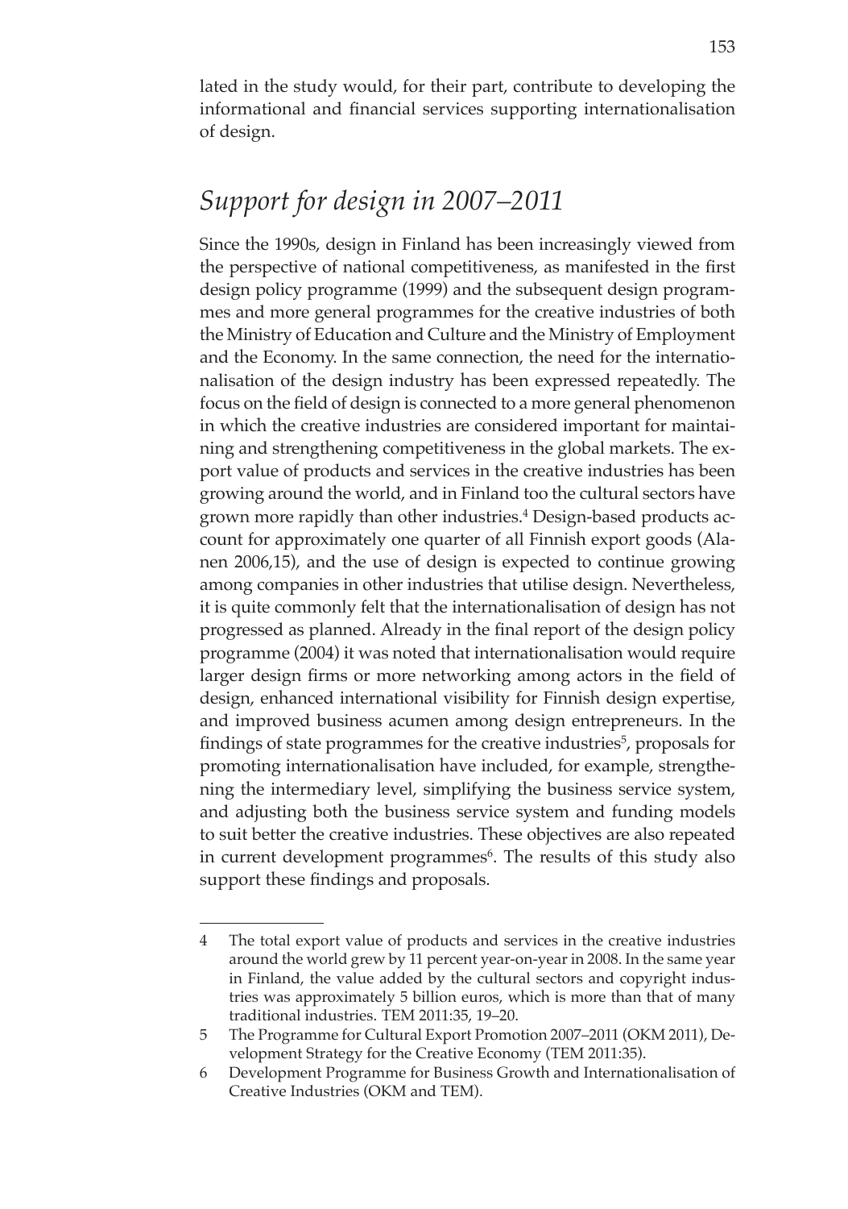lated in the study would, for their part, contribute to developing the informational and financial services supporting internationalisation of design.

## *Support for design in 2007–2011*

Since the 1990s, design in Finland has been increasingly viewed from the perspective of national competitiveness, as manifested in the first design policy programme (1999) and the subsequent design programmes and more general programmes for the creative industries of both the Ministry of Education and Culture and the Ministry of Employment and the Economy. In the same connection, the need for the internationalisation of the design industry has been expressed repeatedly. The focus on the field of design is connected to a more general phenomenon in which the creative industries are considered important for maintaining and strengthening competitiveness in the global markets. The export value of products and services in the creative industries has been growing around the world, and in Finland too the cultural sectors have grown more rapidly than other industries.[4] Design-based products account for approximately one quarter of all Finnish export goods (Alanen 2006,15), and the use of design is expected to continue growing among companies in other industries that utilise design. Nevertheless, it is quite commonly felt that the internationalisation of design has not progressed as planned. Already in the final report of the design policy programme (2004) it was noted that internationalisation would require larger design firms or more networking among actors in the field of design, enhanced international visibility for Finnish design expertise, and improved business acumen among design entrepreneurs. In the findings of state programmes for the creative industries[5], proposals for promoting internationalisation have included, for example, strengthening the intermediary level, simplifying the business service system, and adjusting both the business service system and funding models to suit better the creative industries. These objectives are also repeated in current development programmes[6]. The results of this study also support these findings and proposals.

---

4 The total export value of products and services in the creative industries around the world grew by 11 percent year-on-year in 2008. In the same year in Finland, the value added by the cultural sectors and copyright industries was approximately 5 billion euros, which is more than that of many traditional industries. TEM 2011:35, 19–20.

5 The Programme for Cultural Export Promotion 2007–2011 (OKM 2011), Development Strategy for the Creative Economy (TEM 2011:35).

6 Development Programme for Business Growth and Internationalisation of Creative Industries (OKM and TEM).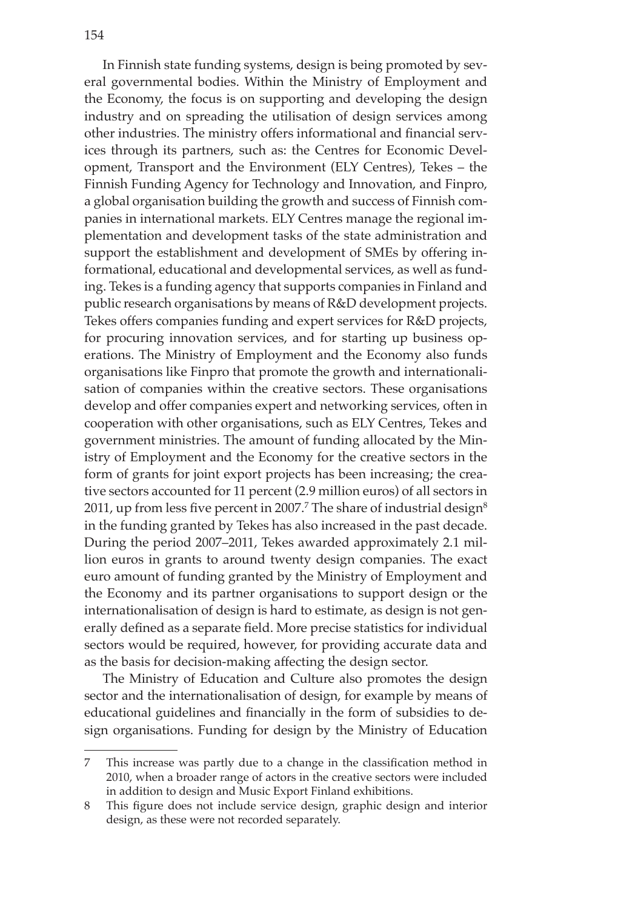In Finnish state funding systems, design is being promoted by several governmental bodies. Within the Ministry of Employment and the Economy, the focus is on supporting and developing the design industry and on spreading the utilisation of design services among other industries. The ministry offers informational and financial services through its partners, such as: the Centres for Economic Development, Transport and the Environment (ELY Centres), Tekes – the Finnish Funding Agency for Technology and Innovation, and Finpro, a global organisation building the growth and success of Finnish companies in international markets. ELY Centres manage the regional implementation and development tasks of the state administration and support the establishment and development of SMEs by offering informational, educational and developmental services, as well as funding. Tekes is a funding agency that supports companies in Finland and public research organisations by means of R&D development projects. Tekes offers companies funding and expert services for R&D projects, for procuring innovation services, and for starting up business operations. The Ministry of Employment and the Economy also funds organisations like Finpro that promote the growth and internationalisation of companies within the creative sectors. These organisations develop and offer companies expert and networking services, often in cooperation with other organisations, such as ELY Centres, Tekes and government ministries. The amount of funding allocated by the Ministry of Employment and the Economy for the creative sectors in the form of grants for joint export projects has been increasing; the creative sectors accounted for 11 percent (2.9 million euros) of all sectors in 2011, up from less five percent in 2007.[7] The share of industrial design[8] in the funding granted by Tekes has also increased in the past decade. During the period 2007–2011, Tekes awarded approximately 2.1 million euros in grants to around twenty design companies. The exact euro amount of funding granted by the Ministry of Employment and the Economy and its partner organisations to support design or the internationalisation of design is hard to estimate, as design is not generally defined as a separate field. More precise statistics for individual sectors would be required, however, for providing accurate data and as the basis for decision-making affecting the design sector.

The Ministry of Education and Culture also promotes the design sector and the internationalisation of design, for example by means of educational guidelines and financially in the form of subsidies to design organisations. Funding for design by the Ministry of Education

---

7 This increase was partly due to a change in the classification method in 2010, when a broader range of actors in the creative sectors were included in addition to design and Music Export Finland exhibitions.

8 This figure does not include service design, graphic design and interior design, as these were not recorded separately.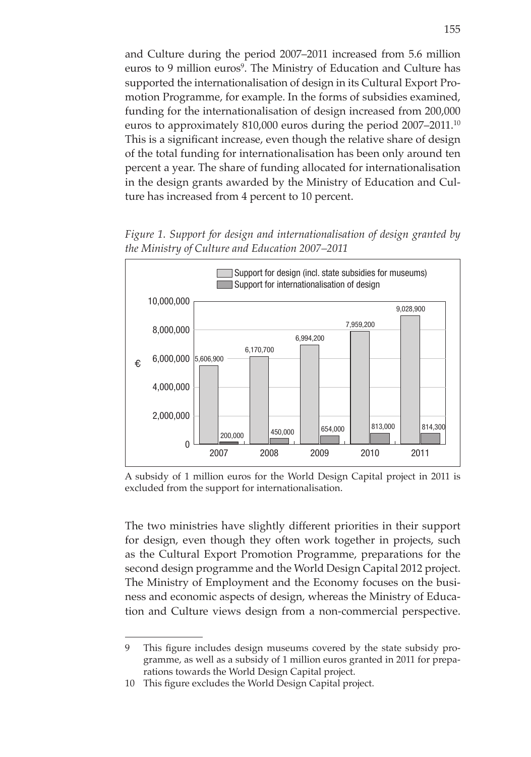and Culture during the period 2007–2011 increased from 5.6 million euros to 9 million euros[9]. The Ministry of Education and Culture has supported the internationalisation of design in its Cultural Export Promotion Programme, for example. In the forms of subsidies examined, funding for the internationalisation of design increased from 200,000 euros to approximately 810,000 euros during the period 2007–2011.[10] This is a significant increase, even though the relative share of design of the total funding for internationalisation has been only around ten percent a year. The share of funding allocated for internationalisation in the design grants awarded by the Ministry of Education and Culture has increased from 4 percent to 10 percent.

*Figure 1. Support for design and internationalisation of design granted by the Ministry of Culture and Education 2007–2011*

| Year | Support for design (incl. state subsidies for museums) (€) | Support for internationalisation of design (€) |
|---|---|---|
| 2007 | 5,606,900 | 200,000 |
| 2008 | 6,170,700 | 450,000 |
| 2009 | 6,994,200 | 654,000 |
| 2010 | 7,959,200 | 813,000 |
| 2011 | 9,028,900 | 814,300 |

A subsidy of 1 million euros for the World Design Capital project in 2011 is excluded from the support for internationalisation.

The two ministries have slightly different priorities in their support for design, even though they often work together in projects, such as the Cultural Export Promotion Programme, preparations for the second design programme and the World Design Capital 2012 project. The Ministry of Employment and the Economy focuses on the business and economic aspects of design, whereas the Ministry of Education and Culture views design from a non-commercial perspective.

---

9 This figure includes design museums covered by the state subsidy programme, as well as a subsidy of 1 million euros granted in 2011 for preparations towards the World Design Capital project.

10 This figure excludes the World Design Capital project.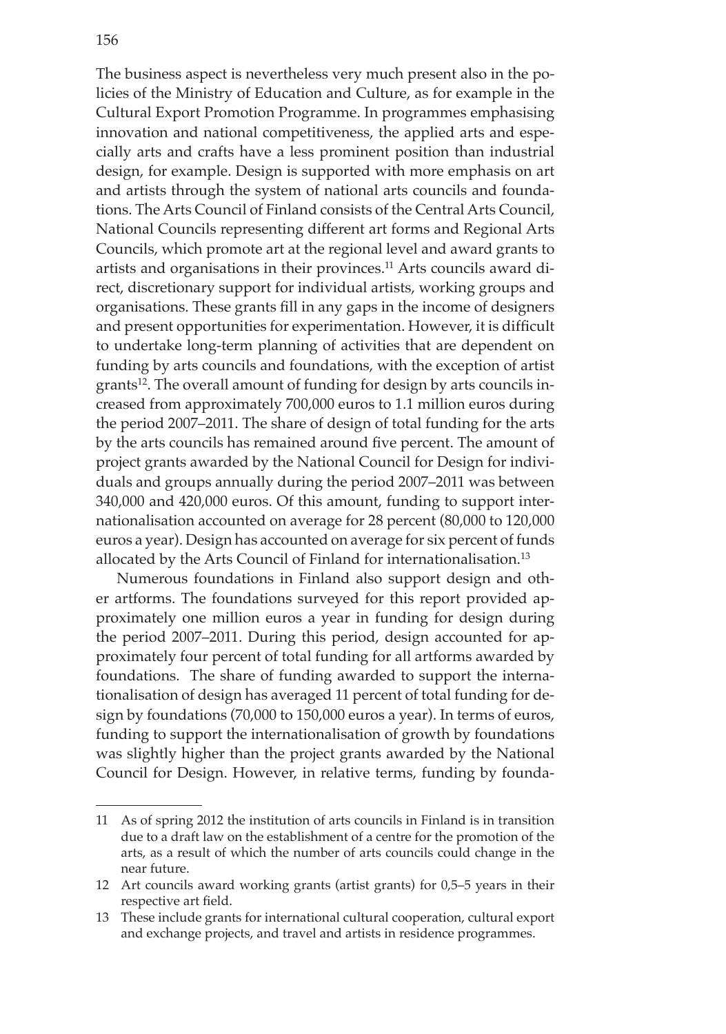The business aspect is nevertheless very much present also in the policies of the Ministry of Education and Culture, as for example in the Cultural Export Promotion Programme. In programmes emphasising innovation and national competitiveness, the applied arts and especially arts and crafts have a less prominent position than industrial design, for example. Design is supported with more emphasis on art and artists through the system of national arts councils and foundations. The Arts Council of Finland consists of the Central Arts Council, National Councils representing different art forms and Regional Arts Councils, which promote art at the regional level and award grants to artists and organisations in their provinces.[11] Arts councils award direct, discretionary support for individual artists, working groups and organisations. These grants fill in any gaps in the income of designers and present opportunities for experimentation. However, it is difficult to undertake long-term planning of activities that are dependent on funding by arts councils and foundations, with the exception of artist grants[12]. The overall amount of funding for design by arts councils increased from approximately 700,000 euros to 1.1 million euros during the period 2007–2011. The share of design of total funding for the arts by the arts councils has remained around five percent. The amount of project grants awarded by the National Council for Design for individuals and groups annually during the period 2007–2011 was between 340,000 and 420,000 euros. Of this amount, funding to support internationalisation accounted on average for 28 percent (80,000 to 120,000 euros a year). Design has accounted on average for six percent of funds allocated by the Arts Council of Finland for internationalisation.[13]

Numerous foundations in Finland also support design and other artforms. The foundations surveyed for this report provided approximately one million euros a year in funding for design during the period 2007–2011. During this period, design accounted for approximately four percent of total funding for all artforms awarded by foundations. The share of funding awarded to support the internationalisation of design has averaged 11 percent of total funding for design by foundations (70,000 to 150,000 euros a year). In terms of euros, funding to support the internationalisation of growth by foundations was slightly higher than the project grants awarded by the National Council for Design. However, in relative terms, funding by founda-

---

11 As of spring 2012 the institution of arts councils in Finland is in transition due to a draft law on the establishment of a centre for the promotion of the arts, as a result of which the number of arts councils could change in the near future.

12 Art councils award working grants (artist grants) for 0,5–5 years in their respective art field.

13 These include grants for international cultural cooperation, cultural export and exchange projects, and travel and artists in residence programmes.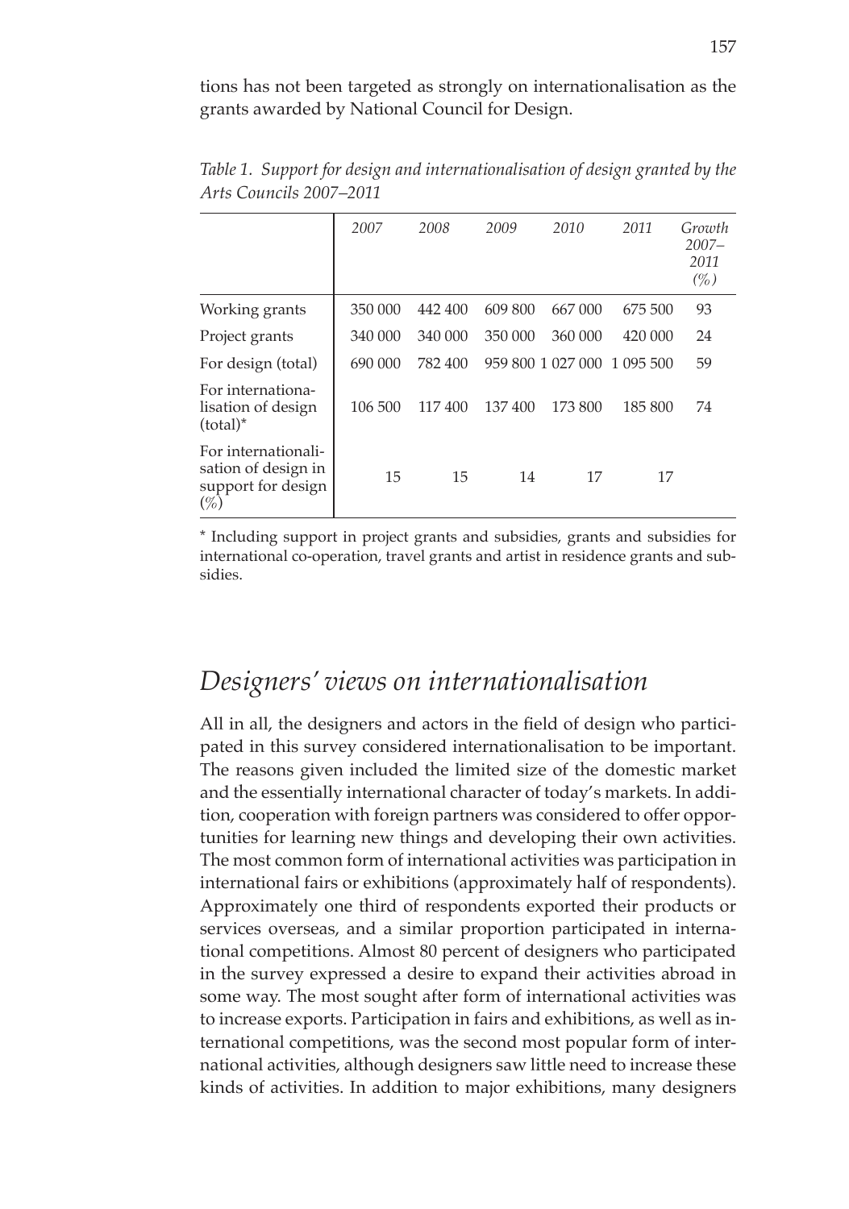tions has not been targeted as strongly on internationalisation as the grants awarded by National Council for Design.

*Table 1. Support for design and internationalisation of design granted by the Arts Councils 2007–2011*

| | *2007* | *2008* | *2009* | *2010* | *2011* | *Growth 2007–2011 (%)* |
|---|---|---|---|---|---|---|
| Working grants | 350 000 | 442 400 | 609 800 | 667 000 | 675 500 | 93 |
| Project grants | 340 000 | 340 000 | 350 000 | 360 000 | 420 000 | 24 |
| For design (total) | 690 000 | 782 400 | 959 800 | 1 027 000 | 1 095 500 | 59 |
| For internationalisation of design (total)* | 106 500 | 117 400 | 137 400 | 173 800 | 185 800 | 74 |
| For internationalisation of design in support for design (%) | 15 | 15 | 14 | 17 | 17 | |

* Including support in project grants and subsidies, grants and subsidies for international co-operation, travel grants and artist in residence grants and subsidies.

## *Designers' views on internationalisation*

All in all, the designers and actors in the field of design who participated in this survey considered internationalisation to be important. The reasons given included the limited size of the domestic market and the essentially international character of today's markets. In addition, cooperation with foreign partners was considered to offer opportunities for learning new things and developing their own activities. The most common form of international activities was participation in international fairs or exhibitions (approximately half of respondents). Approximately one third of respondents exported their products or services overseas, and a similar proportion participated in international competitions. Almost 80 percent of designers who participated in the survey expressed a desire to expand their activities abroad in some way. The most sought after form of international activities was to increase exports. Participation in fairs and exhibitions, as well as international competitions, was the second most popular form of international activities, although designers saw little need to increase these kinds of activities. In addition to major exhibitions, many designers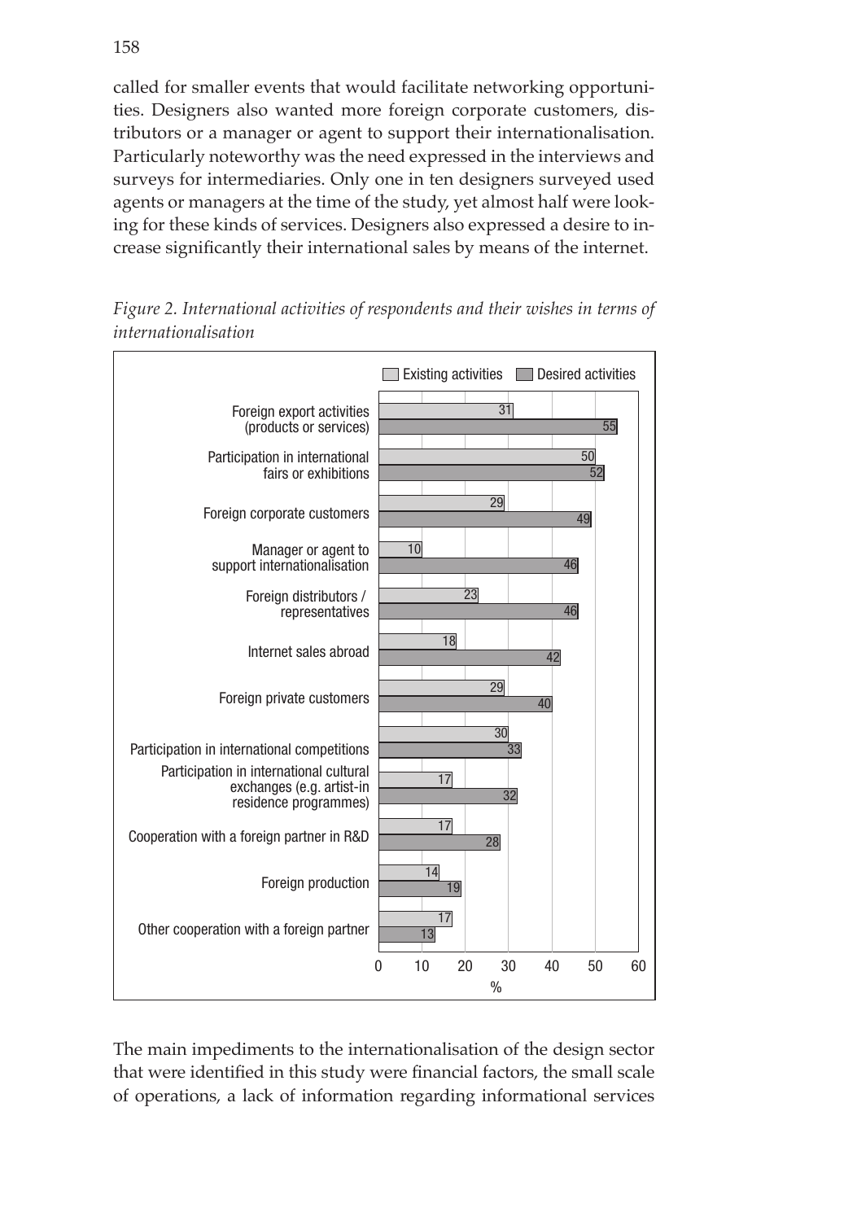called for smaller events that would facilitate networking opportunities. Designers also wanted more foreign corporate customers, distributors or a manager or agent to support their internationalisation. Particularly noteworthy was the need expressed in the interviews and surveys for intermediaries. Only one in ten designers surveyed used agents or managers at the time of the study, yet almost half were looking for these kinds of services. Designers also expressed a desire to increase significantly their international sales by means of the internet.

*Figure 2. International activities of respondents and their wishes in terms of internationalisation*

| | Existing activities (%) | Desired activities (%) |
|---|---|---|
| Foreign export activities (products or services) | 31 | 55 |
| Participation in international fairs or exhibitions | 50 | 52 |
| Foreign corporate customers | 29 | 49 |
| Manager or agent to support internationalisation | 10 | 46 |
| Foreign distributors / representatives | 23 | 46 |
| Internet sales abroad | 18 | 42 |
| Foreign private customers | 29 | 40 |
| Participation in international competitions | 30 | 33 |
| Participation in international cultural exchanges (e.g. artist-in residence programmes) | 17 | 32 |
| Cooperation with a foreign partner in R&D | 17 | 28 |
| Foreign production | 14 | 19 |
| Other cooperation with a foreign partner | 17 | 13 |

The main impediments to the internationalisation of the design sector that were identified in this study were financial factors, the small scale of operations, a lack of information regarding informational services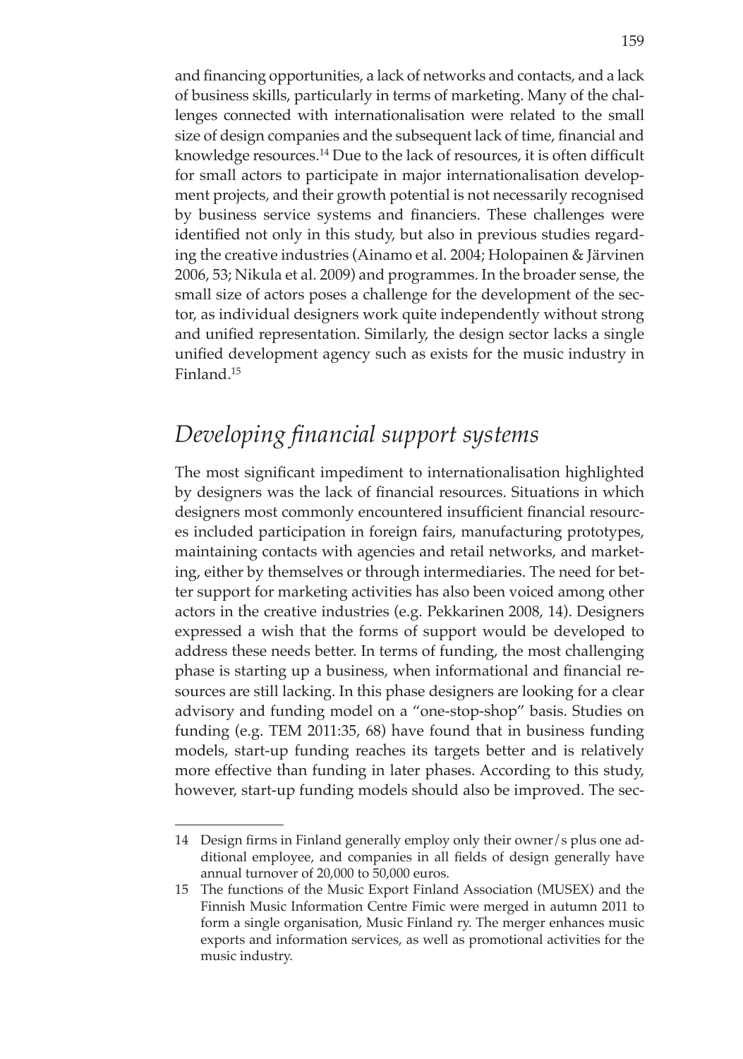and financing opportunities, a lack of networks and contacts, and a lack of business skills, particularly in terms of marketing. Many of the challenges connected with internationalisation were related to the small size of design companies and the subsequent lack of time, financial and knowledge resources.[14] Due to the lack of resources, it is often difficult for small actors to participate in major internationalisation development projects, and their growth potential is not necessarily recognised by business service systems and financiers. These challenges were identified not only in this study, but also in previous studies regarding the creative industries (Ainamo et al. 2004; Holopainen & Järvinen 2006, 53; Nikula et al. 2009) and programmes. In the broader sense, the small size of actors poses a challenge for the development of the sector, as individual designers work quite independently without strong and unified representation. Similarly, the design sector lacks a single unified development agency such as exists for the music industry in Finland.[15]

## *Developing financial support systems*

The most significant impediment to internationalisation highlighted by designers was the lack of financial resources. Situations in which designers most commonly encountered insufficient financial resources included participation in foreign fairs, manufacturing prototypes, maintaining contacts with agencies and retail networks, and marketing, either by themselves or through intermediaries. The need for better support for marketing activities has also been voiced among other actors in the creative industries (e.g. Pekkarinen 2008, 14). Designers expressed a wish that the forms of support would be developed to address these needs better. In terms of funding, the most challenging phase is starting up a business, when informational and financial resources are still lacking. In this phase designers are looking for a clear advisory and funding model on a "one-stop-shop" basis. Studies on funding (e.g. TEM 2011:35, 68) have found that in business funding models, start-up funding reaches its targets better and is relatively more effective than funding in later phases. According to this study, however, start-up funding models should also be improved. The sec-

---

14 Design firms in Finland generally employ only their owner/s plus one additional employee, and companies in all fields of design generally have annual turnover of 20,000 to 50,000 euros.

15 The functions of the Music Export Finland Association (MUSEX) and the Finnish Music Information Centre Fimic were merged in autumn 2011 to form a single organisation, Music Finland ry. The merger enhances music exports and information services, as well as promotional activities for the music industry.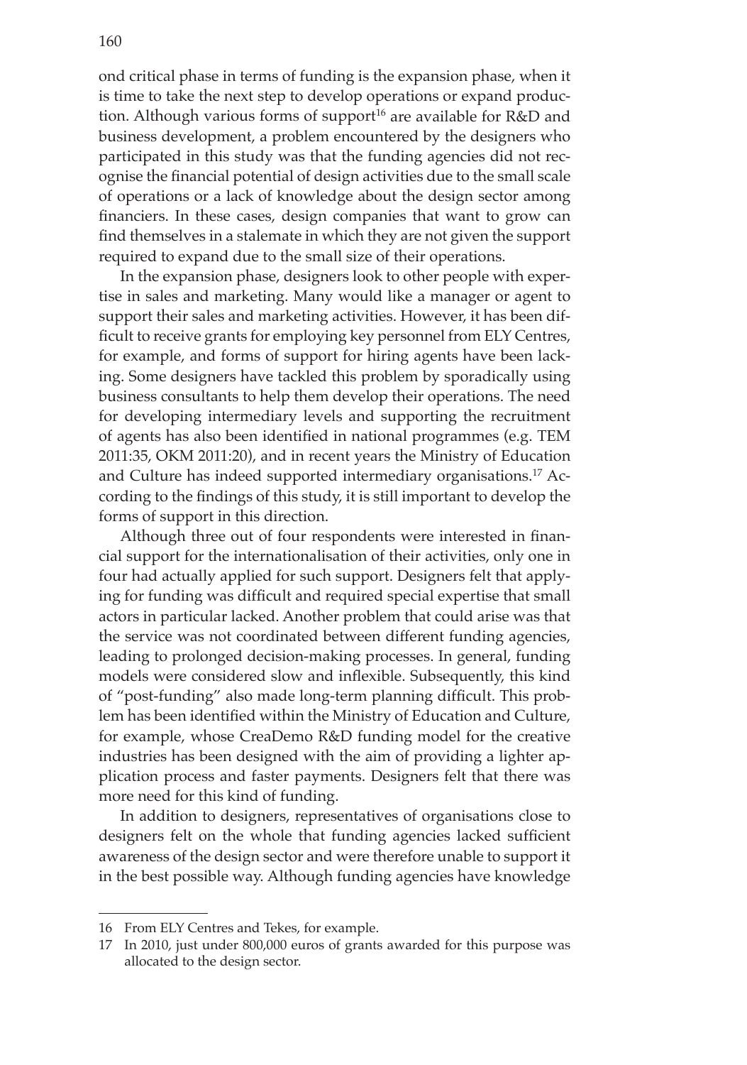ond critical phase in terms of funding is the expansion phase, when it is time to take the next step to develop operations or expand production. Although various forms of support[16] are available for R&D and business development, a problem encountered by the designers who participated in this study was that the funding agencies did not recognise the financial potential of design activities due to the small scale of operations or a lack of knowledge about the design sector among financiers. In these cases, design companies that want to grow can find themselves in a stalemate in which they are not given the support required to expand due to the small size of their operations.

In the expansion phase, designers look to other people with expertise in sales and marketing. Many would like a manager or agent to support their sales and marketing activities. However, it has been difficult to receive grants for employing key personnel from ELY Centres, for example, and forms of support for hiring agents have been lacking. Some designers have tackled this problem by sporadically using business consultants to help them develop their operations. The need for developing intermediary levels and supporting the recruitment of agents has also been identified in national programmes (e.g. TEM 2011:35, OKM 2011:20), and in recent years the Ministry of Education and Culture has indeed supported intermediary organisations.[17] According to the findings of this study, it is still important to develop the forms of support in this direction.

Although three out of four respondents were interested in financial support for the internationalisation of their activities, only one in four had actually applied for such support. Designers felt that applying for funding was difficult and required special expertise that small actors in particular lacked. Another problem that could arise was that the service was not coordinated between different funding agencies, leading to prolonged decision-making processes. In general, funding models were considered slow and inflexible. Subsequently, this kind of "post-funding" also made long-term planning difficult. This problem has been identified within the Ministry of Education and Culture, for example, whose CreaDemo R&D funding model for the creative industries has been designed with the aim of providing a lighter application process and faster payments. Designers felt that there was more need for this kind of funding.

In addition to designers, representatives of organisations close to designers felt on the whole that funding agencies lacked sufficient awareness of the design sector and were therefore unable to support it in the best possible way. Although funding agencies have knowledge

---

16 From ELY Centres and Tekes, for example.

17 In 2010, just under 800,000 euros of grants awarded for this purpose was allocated to the design sector.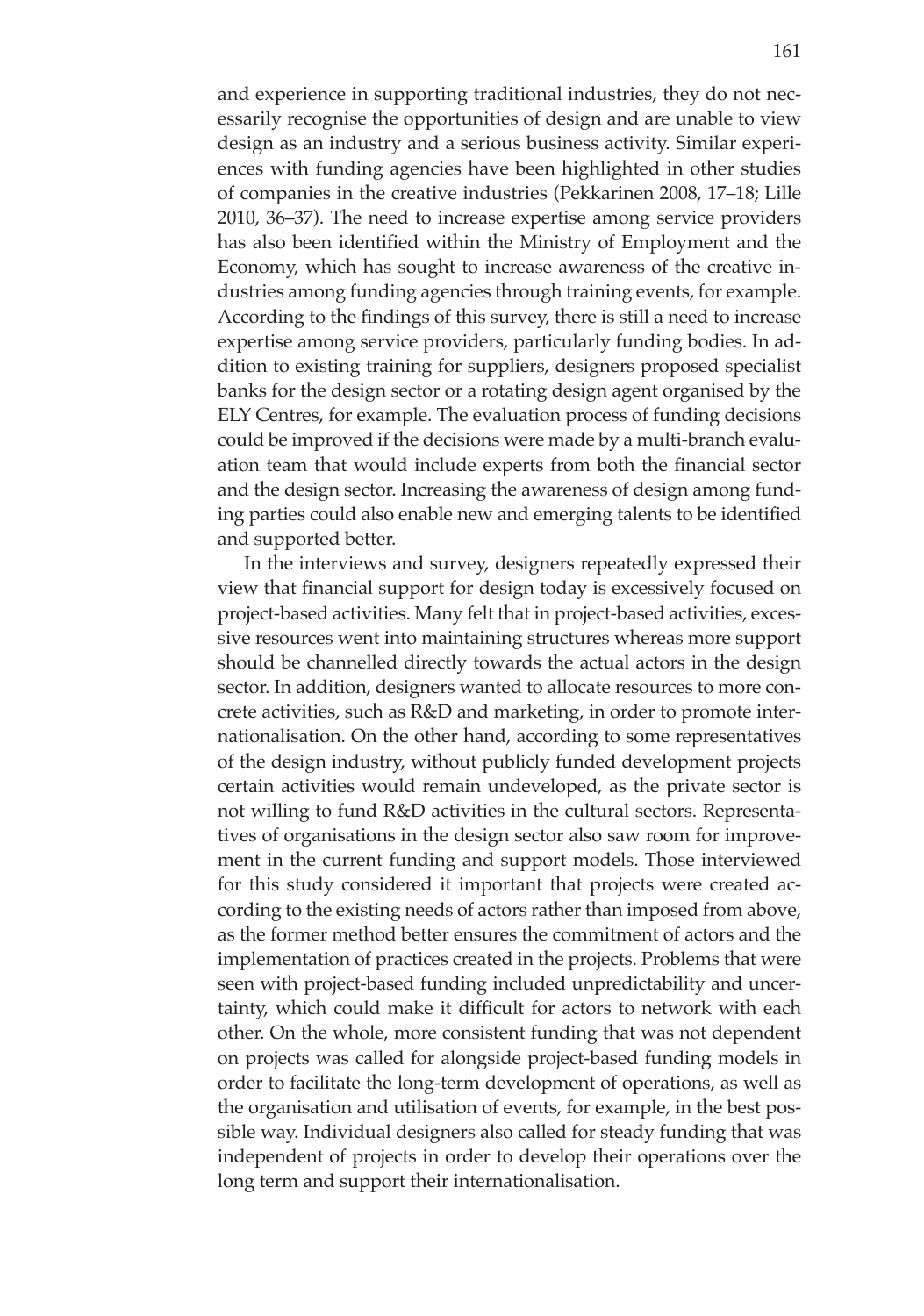and experience in supporting traditional industries, they do not necessarily recognise the opportunities of design and are unable to view design as an industry and a serious business activity. Similar experiences with funding agencies have been highlighted in other studies of companies in the creative industries (Pekkarinen 2008, 17–18; Lille 2010, 36–37). The need to increase expertise among service providers has also been identified within the Ministry of Employment and the Economy, which has sought to increase awareness of the creative industries among funding agencies through training events, for example. According to the findings of this survey, there is still a need to increase expertise among service providers, particularly funding bodies. In addition to existing training for suppliers, designers proposed specialist banks for the design sector or a rotating design agent organised by the ELY Centres, for example. The evaluation process of funding decisions could be improved if the decisions were made by a multi-branch evaluation team that would include experts from both the financial sector and the design sector. Increasing the awareness of design among funding parties could also enable new and emerging talents to be identified and supported better.

In the interviews and survey, designers repeatedly expressed their view that financial support for design today is excessively focused on project-based activities. Many felt that in project-based activities, excessive resources went into maintaining structures whereas more support should be channelled directly towards the actual actors in the design sector. In addition, designers wanted to allocate resources to more concrete activities, such as R&D and marketing, in order to promote internationalisation. On the other hand, according to some representatives of the design industry, without publicly funded development projects certain activities would remain undeveloped, as the private sector is not willing to fund R&D activities in the cultural sectors. Representatives of organisations in the design sector also saw room for improvement in the current funding and support models. Those interviewed for this study considered it important that projects were created according to the existing needs of actors rather than imposed from above, as the former method better ensures the commitment of actors and the implementation of practices created in the projects. Problems that were seen with project-based funding included unpredictability and uncertainty, which could make it difficult for actors to network with each other. On the whole, more consistent funding that was not dependent on projects was called for alongside project-based funding models in order to facilitate the long-term development of operations, as well as the organisation and utilisation of events, for example, in the best possible way. Individual designers also called for steady funding that was independent of projects in order to develop their operations over the long term and support their internationalisation.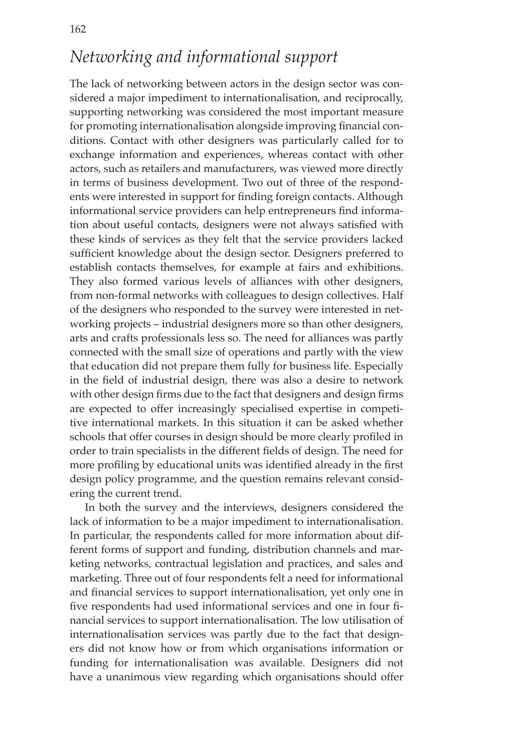## *Networking and informational support*

The lack of networking between actors in the design sector was considered a major impediment to internationalisation, and reciprocally, supporting networking was considered the most important measure for promoting internationalisation alongside improving financial conditions. Contact with other designers was particularly called for to exchange information and experiences, whereas contact with other actors, such as retailers and manufacturers, was viewed more directly in terms of business development. Two out of three of the respondents were interested in support for finding foreign contacts. Although informational service providers can help entrepreneurs find information about useful contacts, designers were not always satisfied with these kinds of services as they felt that the service providers lacked sufficient knowledge about the design sector. Designers preferred to establish contacts themselves, for example at fairs and exhibitions. They also formed various levels of alliances with other designers, from non-formal networks with colleagues to design collectives. Half of the designers who responded to the survey were interested in networking projects – industrial designers more so than other designers, arts and crafts professionals less so. The need for alliances was partly connected with the small size of operations and partly with the view that education did not prepare them fully for business life. Especially in the field of industrial design, there was also a desire to network with other design firms due to the fact that designers and design firms are expected to offer increasingly specialised expertise in competitive international markets. In this situation it can be asked whether schools that offer courses in design should be more clearly profiled in order to train specialists in the different fields of design. The need for more profiling by educational units was identified already in the first design policy programme, and the question remains relevant considering the current trend.

In both the survey and the interviews, designers considered the lack of information to be a major impediment to internationalisation. In particular, the respondents called for more information about different forms of support and funding, distribution channels and marketing networks, contractual legislation and practices, and sales and marketing. Three out of four respondents felt a need for informational and financial services to support internationalisation, yet only one in five respondents had used informational services and one in four financial services to support internationalisation. The low utilisation of internationalisation services was partly due to the fact that designers did not know how or from which organisations information or funding for internationalisation was available. Designers did not have a unanimous view regarding which organisations should offer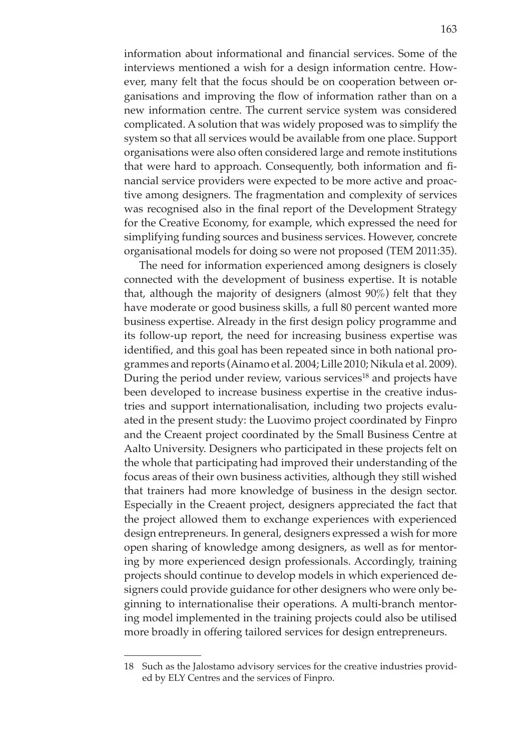information about informational and financial services. Some of the interviews mentioned a wish for a design information centre. However, many felt that the focus should be on cooperation between organisations and improving the flow of information rather than on a new information centre. The current service system was considered complicated. A solution that was widely proposed was to simplify the system so that all services would be available from one place. Support organisations were also often considered large and remote institutions that were hard to approach. Consequently, both information and financial service providers were expected to be more active and proactive among designers. The fragmentation and complexity of services was recognised also in the final report of the Development Strategy for the Creative Economy, for example, which expressed the need for simplifying funding sources and business services. However, concrete organisational models for doing so were not proposed (TEM 2011:35).

The need for information experienced among designers is closely connected with the development of business expertise. It is notable that, although the majority of designers (almost 90%) felt that they have moderate or good business skills, a full 80 percent wanted more business expertise. Already in the first design policy programme and its follow-up report, the need for increasing business expertise was identified, and this goal has been repeated since in both national programmes and reports (Ainamo et al. 2004; Lille 2010; Nikula et al. 2009). During the period under review, various services[18] and projects have been developed to increase business expertise in the creative industries and support internationalisation, including two projects evaluated in the present study: the Luovimo project coordinated by Finpro and the Creaent project coordinated by the Small Business Centre at Aalto University. Designers who participated in these projects felt on the whole that participating had improved their understanding of the focus areas of their own business activities, although they still wished that trainers had more knowledge of business in the design sector. Especially in the Creaent project, designers appreciated the fact that the project allowed them to exchange experiences with experienced design entrepreneurs. In general, designers expressed a wish for more open sharing of knowledge among designers, as well as for mentoring by more experienced design professionals. Accordingly, training projects should continue to develop models in which experienced designers could provide guidance for other designers who were only beginning to internationalise their operations. A multi-branch mentoring model implemented in the training projects could also be utilised more broadly in offering tailored services for design entrepreneurs.

---

18 Such as the Jalostamo advisory services for the creative industries provided by ELY Centres and the services of Finpro.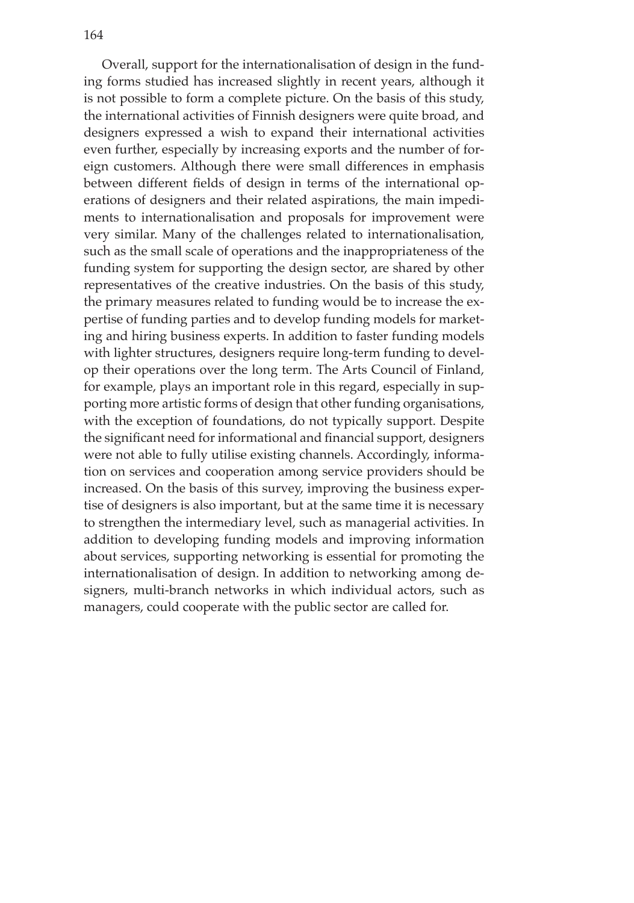Overall, support for the internationalisation of design in the funding forms studied has increased slightly in recent years, although it is not possible to form a complete picture. On the basis of this study, the international activities of Finnish designers were quite broad, and designers expressed a wish to expand their international activities even further, especially by increasing exports and the number of foreign customers. Although there were small differences in emphasis between different fields of design in terms of the international operations of designers and their related aspirations, the main impediments to internationalisation and proposals for improvement were very similar. Many of the challenges related to internationalisation, such as the small scale of operations and the inappropriateness of the funding system for supporting the design sector, are shared by other representatives of the creative industries. On the basis of this study, the primary measures related to funding would be to increase the expertise of funding parties and to develop funding models for marketing and hiring business experts. In addition to faster funding models with lighter structures, designers require long-term funding to develop their operations over the long term. The Arts Council of Finland, for example, plays an important role in this regard, especially in supporting more artistic forms of design that other funding organisations, with the exception of foundations, do not typically support. Despite the significant need for informational and financial support, designers were not able to fully utilise existing channels. Accordingly, information on services and cooperation among service providers should be increased. On the basis of this survey, improving the business expertise of designers is also important, but at the same time it is necessary to strengthen the intermediary level, such as managerial activities. In addition to developing funding models and improving information about services, supporting networking is essential for promoting the internationalisation of design. In addition to networking among designers, multi-branch networks in which individual actors, such as managers, could cooperate with the public sector are called for.